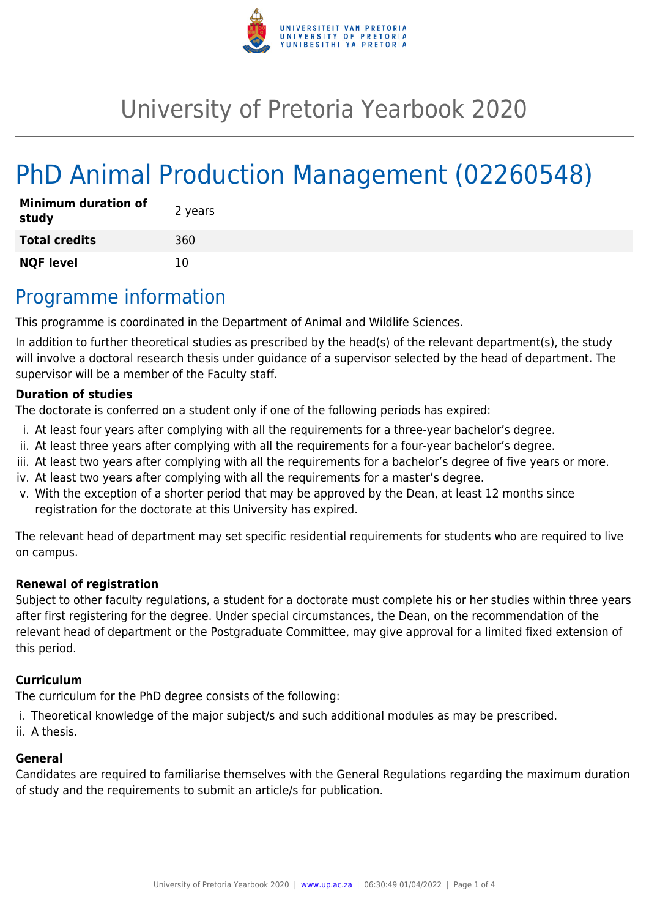# University of Pretoria Yearbook 2020

# PhD Animal Production Management (02260548)

| **Minimum duration of study** | 2 years |
|---|---|
| **Total credits** | 360 |
| **NQF level** | 10 |

## Programme information

This programme is coordinated in the Department of Animal and Wildlife Sciences.

In addition to further theoretical studies as prescribed by the head(s) of the relevant department(s), the study will involve a doctoral research thesis under guidance of a supervisor selected by the head of department. The supervisor will be a member of the Faculty staff.

**Duration of studies**

The doctorate is conferred on a student only if one of the following periods has expired:

i. At least four years after complying with all the requirements for a three-year bachelor's degree.
ii. At least three years after complying with all the requirements for a four-year bachelor's degree.
iii. At least two years after complying with all the requirements for a bachelor's degree of five years or more.
iv. At least two years after complying with all the requirements for a master's degree.
v. With the exception of a shorter period that may be approved by the Dean, at least 12 months since registration for the doctorate at this University has expired.

The relevant head of department may set specific residential requirements for students who are required to live on campus.

**Renewal of registration**

Subject to other faculty regulations, a student for a doctorate must complete his or her studies within three years after first registering for the degree. Under special circumstances, the Dean, on the recommendation of the relevant head of department or the Postgraduate Committee, may give approval for a limited fixed extension of this period.

**Curriculum**

The curriculum for the PhD degree consists of the following:

i. Theoretical knowledge of the major subject/s and such additional modules as may be prescribed.
ii. A thesis.

**General**

Candidates are required to familiarise themselves with the General Regulations regarding the maximum duration of study and the requirements to submit an article/s for publication.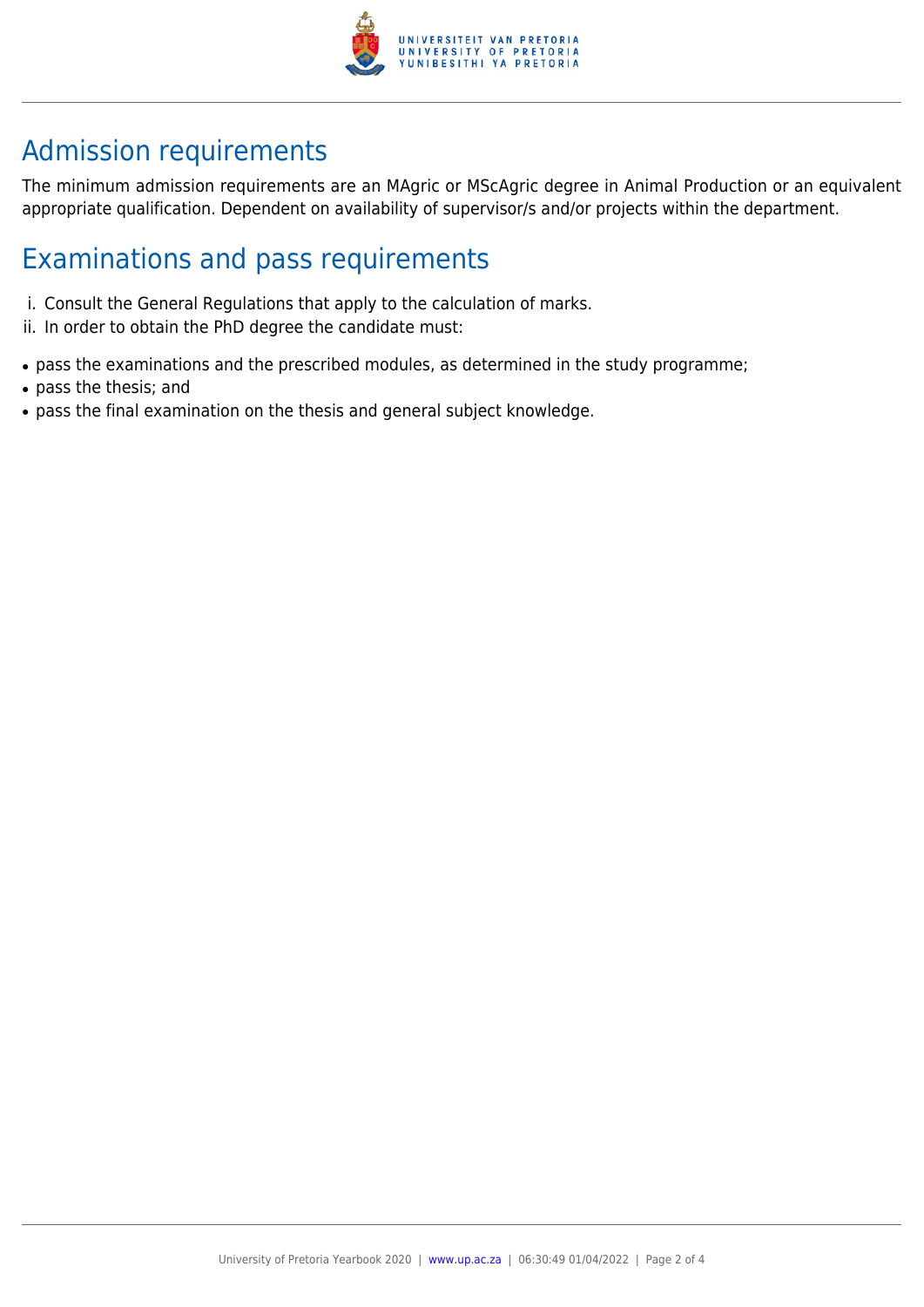## Admission requirements

The minimum admission requirements are an MAgric or MScAgric degree in Animal Production or an equivalent appropriate qualification. Dependent on availability of supervisor/s and/or projects within the department.

## Examinations and pass requirements

i. Consult the General Regulations that apply to the calculation of marks.
ii. In order to obtain the PhD degree the candidate must:

- pass the examinations and the prescribed modules, as determined in the study programme;
- pass the thesis; and
- pass the final examination on the thesis and general subject knowledge.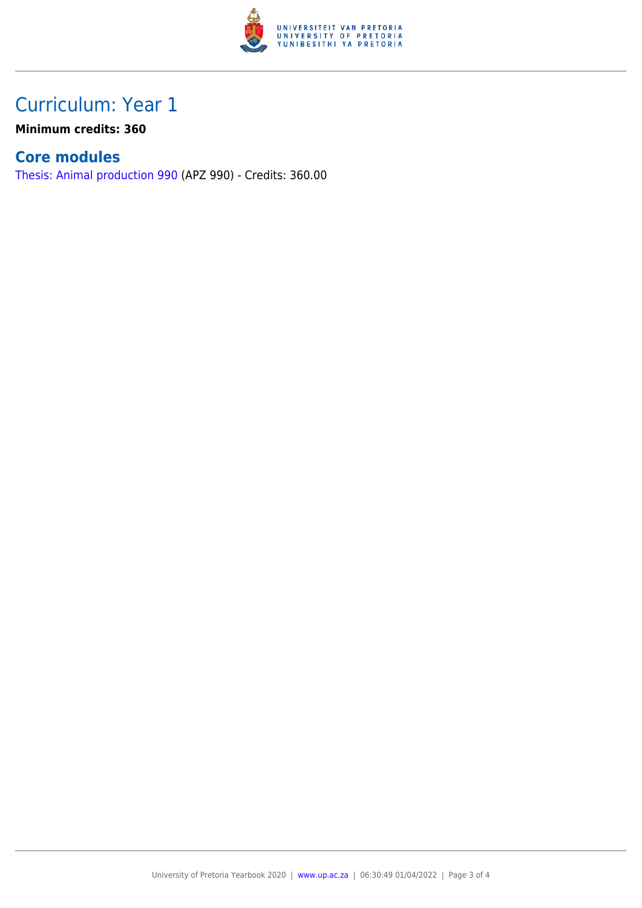# Curriculum: Year 1

**Minimum credits: 360**

## Core modules

Thesis: Animal production 990 (APZ 990) - Credits: 360.00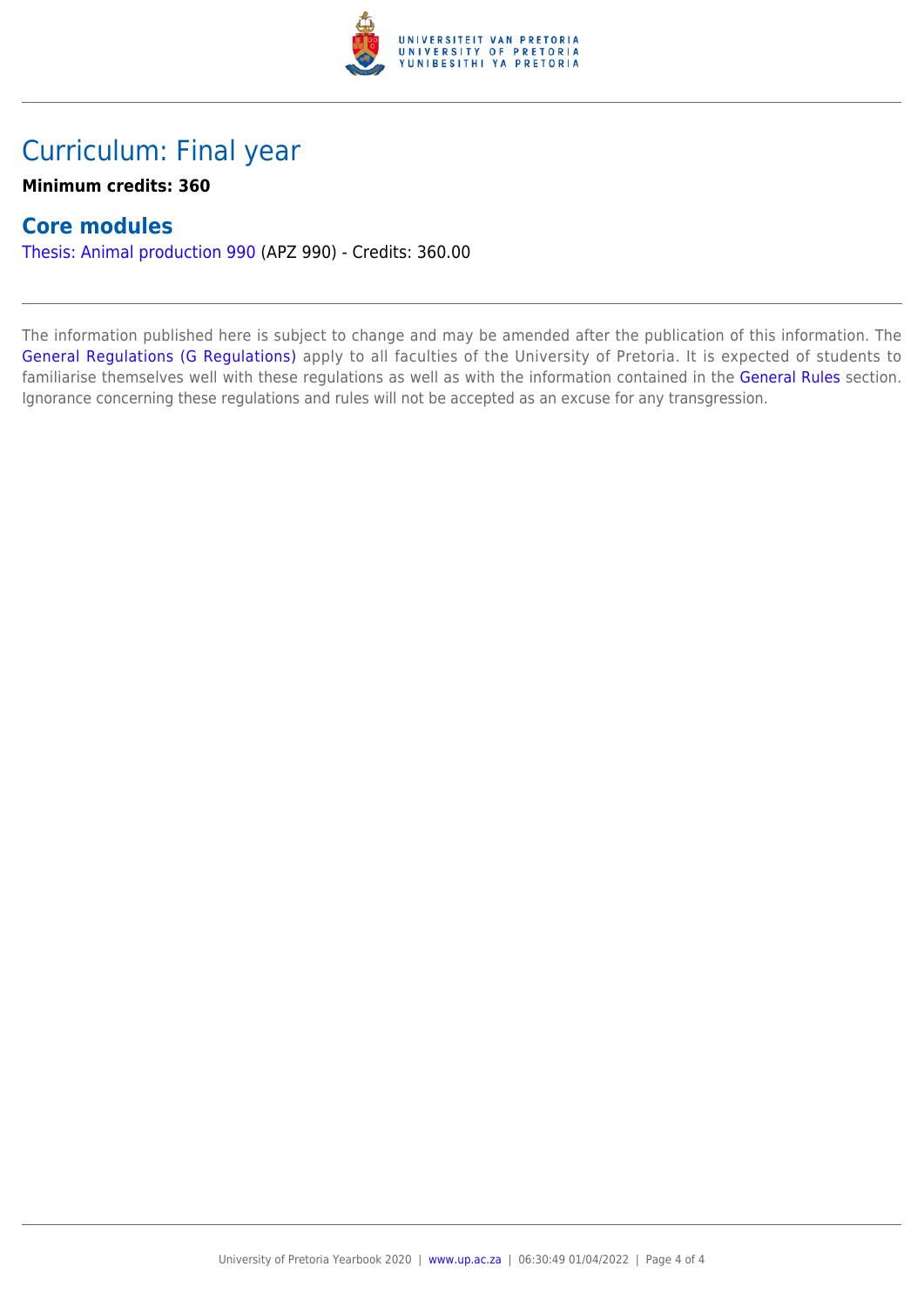## Curriculum: Final year

**Minimum credits: 360**

### Core modules

Thesis: Animal production 990 (APZ 990) - Credits: 360.00

---

The information published here is subject to change and may be amended after the publication of this information. The General Regulations (G Regulations) apply to all faculties of the University of Pretoria. It is expected of students to familiarise themselves well with these regulations as well as with the information contained in the General Rules section. Ignorance concerning these regulations and rules will not be accepted as an excuse for any transgression.